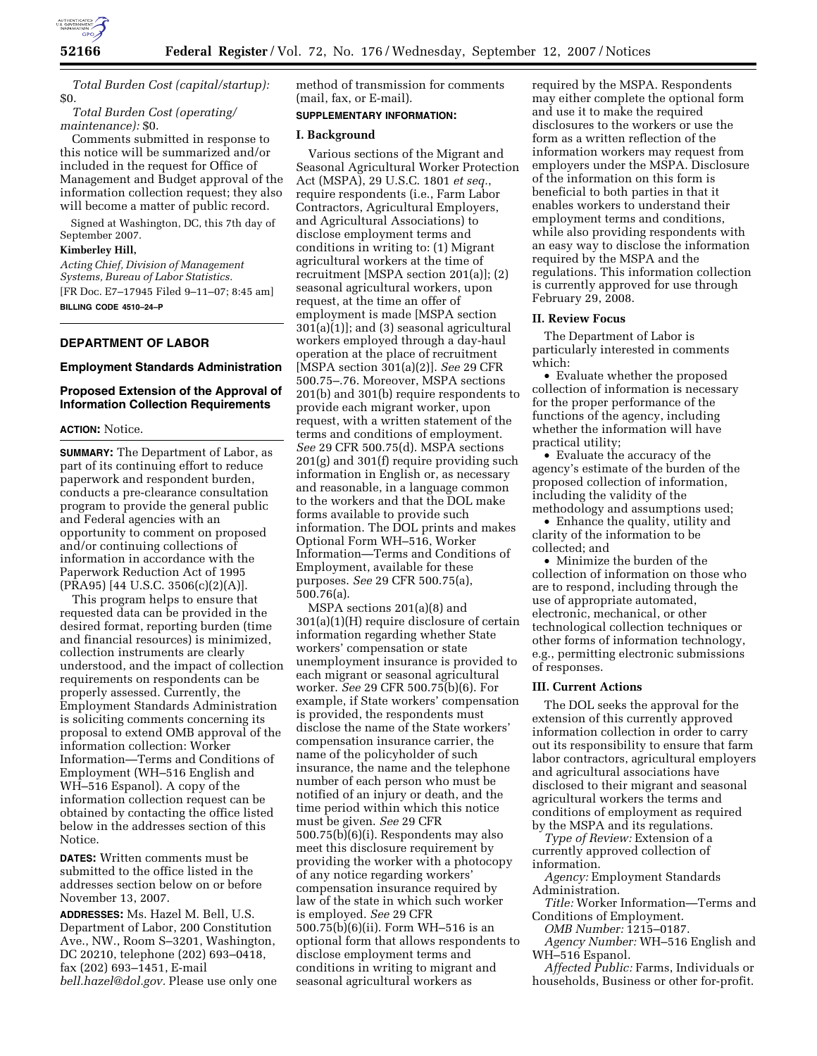*Total Burden Cost (capital/startup):* $0.

*Total Burden Cost (operating/maintenance):* $0.

Comments submitted in response to this notice will be summarized and/or included in the request for Office of Management and Budget approval of the information collection request; they also will become a matter of public record.

Signed at Washington, DC, this 7th day of September 2007.

**Kimberley Hill,**

*Acting Chief, Division of Management Systems, Bureau of Labor Statistics.*

[FR Doc. E7–17945 Filed 9–11–07; 8:45 am]

**BILLING CODE 4510–24–P**

---

## DEPARTMENT OF LABOR

### Employment Standards Administration

### Proposed Extension of the Approval of Information Collection Requirements

**ACTION:** Notice.

**SUMMARY:** The Department of Labor, as part of its continuing effort to reduce paperwork and respondent burden, conducts a pre-clearance consultation program to provide the general public and Federal agencies with an opportunity to comment on proposed and/or continuing collections of information in accordance with the Paperwork Reduction Act of 1995 (PRA95) [44 U.S.C. 3506(c)(2)(A)].

This program helps to ensure that requested data can be provided in the desired format, reporting burden (time and financial resources) is minimized, collection instruments are clearly understood, and the impact of collection requirements on respondents can be properly assessed. Currently, the Employment Standards Administration is soliciting comments concerning its proposal to extend OMB approval of the information collection: Worker Information—Terms and Conditions of Employment (WH–516 English and WH–516 Espanol). A copy of the information collection request can be obtained by contacting the office listed below in the addresses section of this Notice.

**DATES:** Written comments must be submitted to the office listed in the addresses section below on or before November 13, 2007.

**ADDRESSES:** Ms. Hazel M. Bell, U.S. Department of Labor, 200 Constitution Ave., NW., Room S–3201, Washington, DC 20210, telephone (202) 693–0418, fax (202) 693–1451, E-mail *bell.hazel@dol.gov*. Please use only one method of transmission for comments (mail, fax, or E-mail).

**SUPPLEMENTARY INFORMATION:**

**I. Background**

Various sections of the Migrant and Seasonal Agricultural Worker Protection Act (MSPA), 29 U.S.C. 1801 *et seq.*, require respondents (i.e., Farm Labor Contractors, Agricultural Employers, and Agricultural Associations) to disclose employment terms and conditions in writing to: (1) Migrant agricultural workers at the time of recruitment [MSPA section 201(a)]; (2) seasonal agricultural workers, upon request, at the time an offer of employment is made [MSPA section 301(a)(1)]; and (3) seasonal agricultural workers employed through a day-haul operation at the place of recruitment [MSPA section 301(a)(2)]. *See* 29 CFR 500.75–.76. Moreover, MSPA sections 201(b) and 301(b) require respondents to provide each migrant worker, upon request, with a written statement of the terms and conditions of employment. *See* 29 CFR 500.75(d). MSPA sections 201(g) and 301(f) require providing such information in English or, as necessary and reasonable, in a language common to the workers and that the DOL make forms available to provide such information. The DOL prints and makes Optional Form WH–516, Worker Information—Terms and Conditions of Employment, available for these purposes. *See* 29 CFR 500.75(a), 500.76(a).

MSPA sections 201(a)(8) and 301(a)(1)(H) require disclosure of certain information regarding whether State workers' compensation or state unemployment insurance is provided to each migrant or seasonal agricultural worker. *See* 29 CFR 500.75(b)(6). For example, if State workers' compensation is provided, the respondents must disclose the name of the State workers' compensation insurance carrier, the name of the policyholder of such insurance, the name and the telephone number of each person who must be notified of an injury or death, and the time period within which this notice must be given. *See* 29 CFR 500.75(b)(6)(i). Respondents may also meet this disclosure requirement by providing the worker with a photocopy of any notice regarding workers' compensation insurance required by law of the state in which such worker is employed. *See* 29 CFR 500.75(b)(6)(ii). Form WH–516 is an optional form that allows respondents to disclose employment terms and conditions in writing to migrant and seasonal agricultural workers as required by the MSPA. Respondents may either complete the optional form and use it to make the required disclosures to the workers or use the form as a written reflection of the information workers may request from employers under the MSPA. Disclosure of the information on this form is beneficial to both parties in that it enables workers to understand their employment terms and conditions, while also providing respondents with an easy way to disclose the information required by the MSPA and the regulations. This information collection is currently approved for use through February 29, 2008.

**II. Review Focus**

The Department of Labor is particularly interested in comments which:

- Evaluate whether the proposed collection of information is necessary for the proper performance of the functions of the agency, including whether the information will have practical utility;
- Evaluate the accuracy of the agency's estimate of the burden of the proposed collection of information, including the validity of the methodology and assumptions used;
- Enhance the quality, utility and clarity of the information to be collected; and
- Minimize the burden of the collection of information on those who are to respond, including through the use of appropriate automated, electronic, mechanical, or other technological collection techniques or other forms of information technology, e.g., permitting electronic submissions of responses.

**III. Current Actions**

The DOL seeks the approval for the extension of this currently approved information collection in order to carry out its responsibility to ensure that farm labor contractors, agricultural employers and agricultural associations have disclosed to their migrant and seasonal agricultural workers the terms and conditions of employment as required by the MSPA and its regulations.

*Type of Review:* Extension of a currently approved collection of information.

*Agency:* Employment Standards Administration.

*Title:* Worker Information—Terms and Conditions of Employment.

*OMB Number:* 1215–0187.

*Agency Number:* WH–516 English and WH–516 Espanol.

*Affected Public:* Farms, Individuals or households, Business or other for-profit.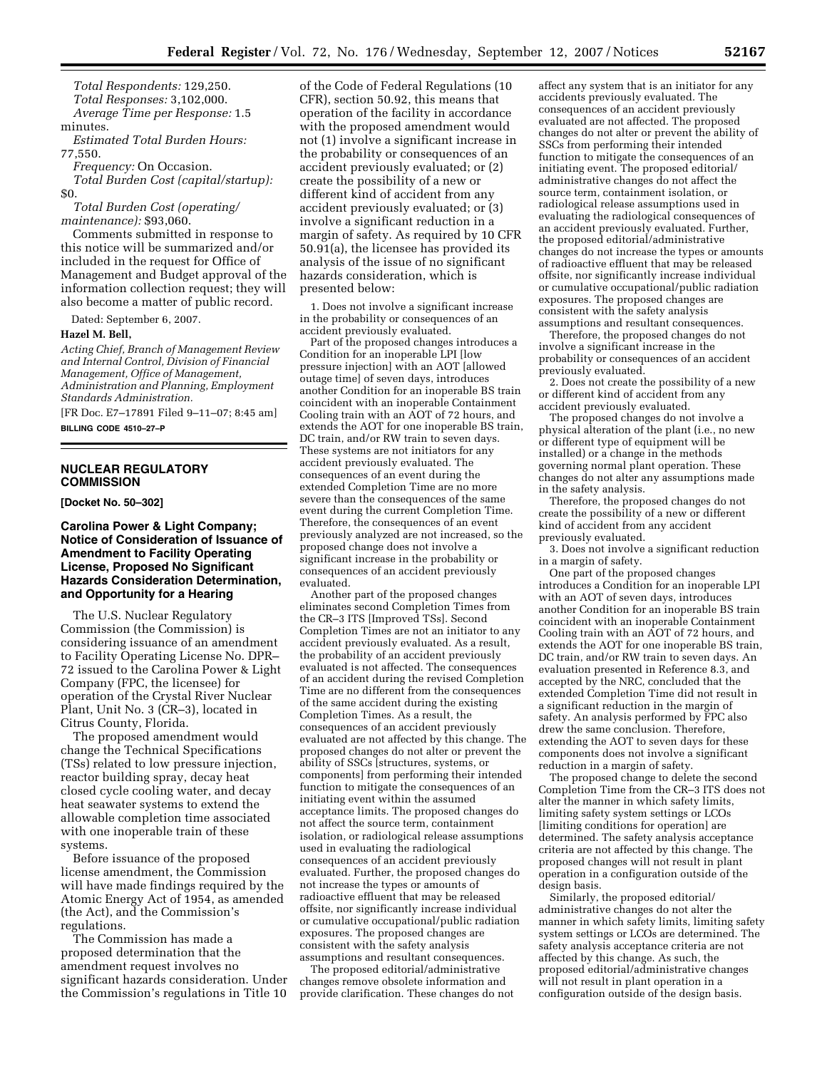*Total Respondents:* 129,250.

*Total Responses:* 3,102,000.

*Average Time per Response:* 1.5 minutes.

*Estimated Total Burden Hours:* 77,550.

*Frequency:* On Occasion.

*Total Burden Cost (capital/startup):* $0.

*Total Burden Cost (operating/maintenance):* $93,060.

Comments submitted in response to this notice will be summarized and/or included in the request for Office of Management and Budget approval of the information collection request; they will also become a matter of public record.

Dated: September 6, 2007.

**Hazel M. Bell,**

*Acting Chief, Branch of Management Review and Internal Control, Division of Financial Management, Office of Management, Administration and Planning, Employment Standards Administration.*

[FR Doc. E7–17891 Filed 9–11–07; 8:45 am]

**BILLING CODE 4510–27–P**

---

## NUCLEAR REGULATORY COMMISSION

**[Docket No. 50–302]**

### Carolina Power & Light Company; Notice of Consideration of Issuance of Amendment to Facility Operating License, Proposed No Significant Hazards Consideration Determination, and Opportunity for a Hearing

The U.S. Nuclear Regulatory Commission (the Commission) is considering issuance of an amendment to Facility Operating License No. DPR–72 issued to the Carolina Power & Light Company (FPC, the licensee) for operation of the Crystal River Nuclear Plant, Unit No. 3 (CR–3), located in Citrus County, Florida.

The proposed amendment would change the Technical Specifications (TSs) related to low pressure injection, reactor building spray, decay heat closed cycle cooling water, and decay heat seawater systems to extend the allowable completion time associated with one inoperable train of these systems.

Before issuance of the proposed license amendment, the Commission will have made findings required by the Atomic Energy Act of 1954, as amended (the Act), and the Commission's regulations.

The Commission has made a proposed determination that the amendment request involves no significant hazards consideration. Under the Commission's regulations in Title 10 of the Code of Federal Regulations (10 CFR), section 50.92, this means that operation of the facility in accordance with the proposed amendment would not (1) involve a significant increase in the probability or consequences of an accident previously evaluated; or (2) create the possibility of a new or different kind of accident from any accident previously evaluated; or (3) involve a significant reduction in a margin of safety. As required by 10 CFR 50.91(a), the licensee has provided its analysis of the issue of no significant hazards consideration, which is presented below:

1. Does not involve a significant increase in the probability or consequences of an accident previously evaluated.

Part of the proposed changes introduces a Condition for an inoperable LPI [low pressure injection] with an AOT [allowed outage time] of seven days, introduces another Condition for an inoperable BS train coincident with an inoperable Containment Cooling train with an AOT of 72 hours, and extends the AOT for one inoperable BS train, DC train, and/or RW train to seven days. These systems are not initiators for any accident previously evaluated. The consequences of an event during the extended Completion Time are no more severe than the consequences of the same event during the current Completion Time. Therefore, the consequences of an event previously analyzed are not increased, so the proposed change does not involve a significant increase in the probability or consequences of an accident previously evaluated.

Another part of the proposed changes eliminates second Completion Times from the CR–3 ITS [Improved TSs]. Second Completion Times are not an initiator to any accident previously evaluated. As a result, the probability of an accident previously evaluated is not affected. The consequences of an accident during the revised Completion Time are no different from the consequences of the same accident during the existing Completion Times. As a result, the consequences of an accident previously evaluated are not affected by this change. The proposed changes do not alter or prevent the ability of SSCs [structures, systems, or components] from performing their intended function to mitigate the consequences of an initiating event within the assumed acceptance limits. The proposed changes do not affect the source term, containment isolation, or radiological release assumptions used in evaluating the radiological consequences of an accident previously evaluated. Further, the proposed changes do not increase the types or amounts of radioactive effluent that may be released offsite, nor significantly increase individual or cumulative occupational/public radiation exposures. The proposed changes are consistent with the safety analysis assumptions and resultant consequences.

The proposed editorial/administrative changes remove obsolete information and provide clarification. These changes do not affect any system that is an initiator for any accidents previously evaluated. The consequences of an accident previously evaluated are not affected. The proposed changes do not alter or prevent the ability of SSCs from performing their intended function to mitigate the consequences of an initiating event. The proposed editorial/administrative changes do not affect the source term, containment isolation, or radiological release assumptions used in evaluating the radiological consequences of an accident previously evaluated. Further, the proposed editorial/administrative changes do not increase the types or amounts of radioactive effluent that may be released offsite, nor significantly increase individual or cumulative occupational/public radiation exposures. The proposed changes are consistent with the safety analysis assumptions and resultant consequences.

Therefore, the proposed changes do not involve a significant increase in the probability or consequences of an accident previously evaluated.

2. Does not create the possibility of a new or different kind of accident from any accident previously evaluated.

The proposed changes do not involve a physical alteration of the plant (i.e., no new or different type of equipment will be installed) or a change in the methods governing normal plant operation. These changes do not alter any assumptions made in the safety analysis.

Therefore, the proposed changes do not create the possibility of a new or different kind of accident from any accident previously evaluated.

3. Does not involve a significant reduction in a margin of safety.

One part of the proposed changes introduces a Condition for an inoperable LPI with an AOT of seven days, introduces another Condition for an inoperable BS train coincident with an inoperable Containment Cooling train with an AOT of 72 hours, and extends the AOT for one inoperable BS train, DC train, and/or RW train to seven days. An evaluation presented in Reference 8.3, and accepted by the NRC, concluded that the extended Completion Time did not result in a significant reduction in the margin of safety. An analysis performed by FPC also drew the same conclusion. Therefore, extending the AOT to seven days for these components does not involve a significant reduction in a margin of safety.

The proposed change to delete the second Completion Time from the CR–3 ITS does not alter the manner in which safety limits, limiting safety system settings or LCOs [limiting conditions for operation] are determined. The safety analysis acceptance criteria are not affected by this change. The proposed changes will not result in plant operation in a configuration outside of the design basis.

Similarly, the proposed editorial/administrative changes do not alter the manner in which safety limits, limiting safety system settings or LCOs are determined. The safety analysis acceptance criteria are not affected by this change. As such, the proposed editorial/administrative changes will not result in plant operation in a configuration outside of the design basis.